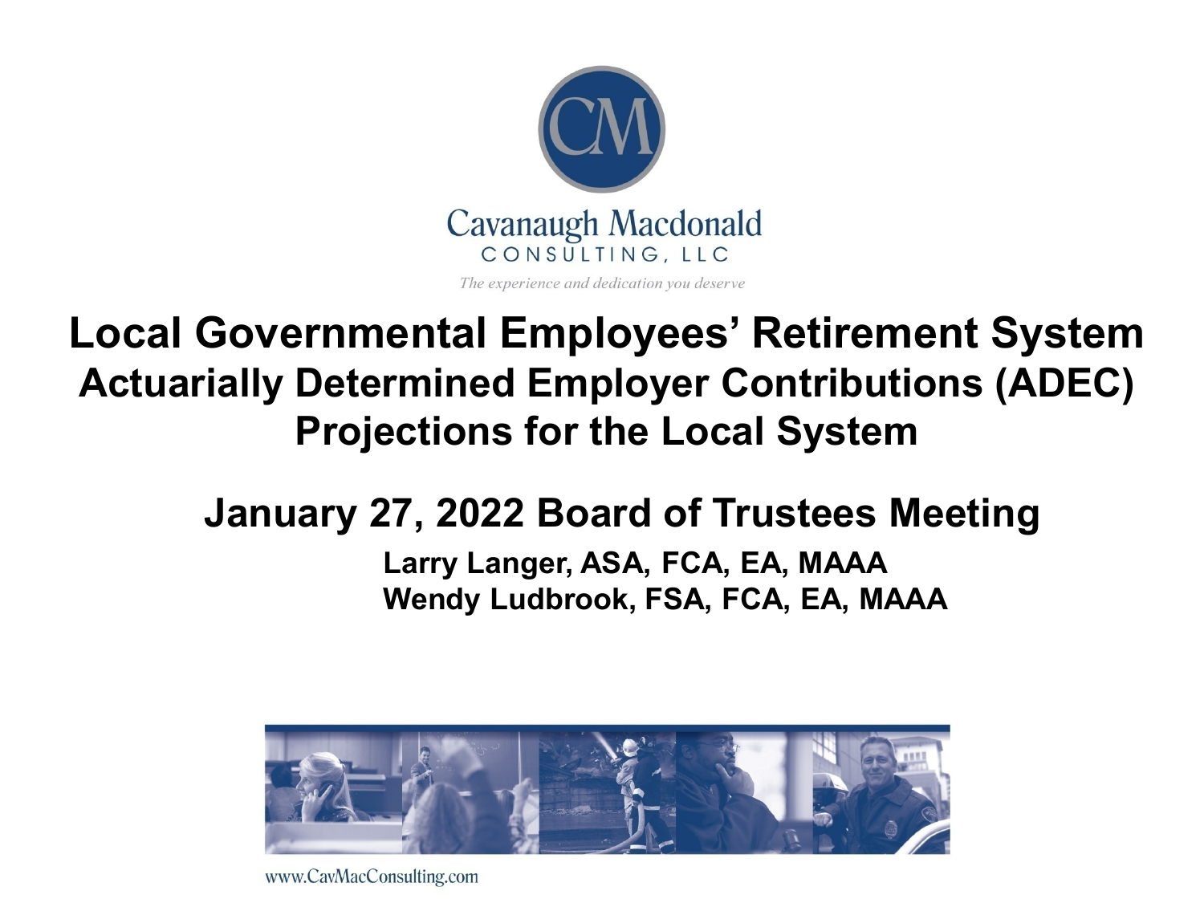Cavanaugh Macdonald

CONSULTING, LLC

*The experience and dedication you deserve*

# Local Governmental Employees' Retirement System
## Actuarially Determined Employer Contributions (ADEC) Projections for the Local System

### January 27, 2022 Board of Trustees Meeting

**Larry Langer, ASA, FCA, EA, MAAA**
**Wendy Ludbrook, FSA, FCA, EA, MAAA**

www.CavMacConsulting.com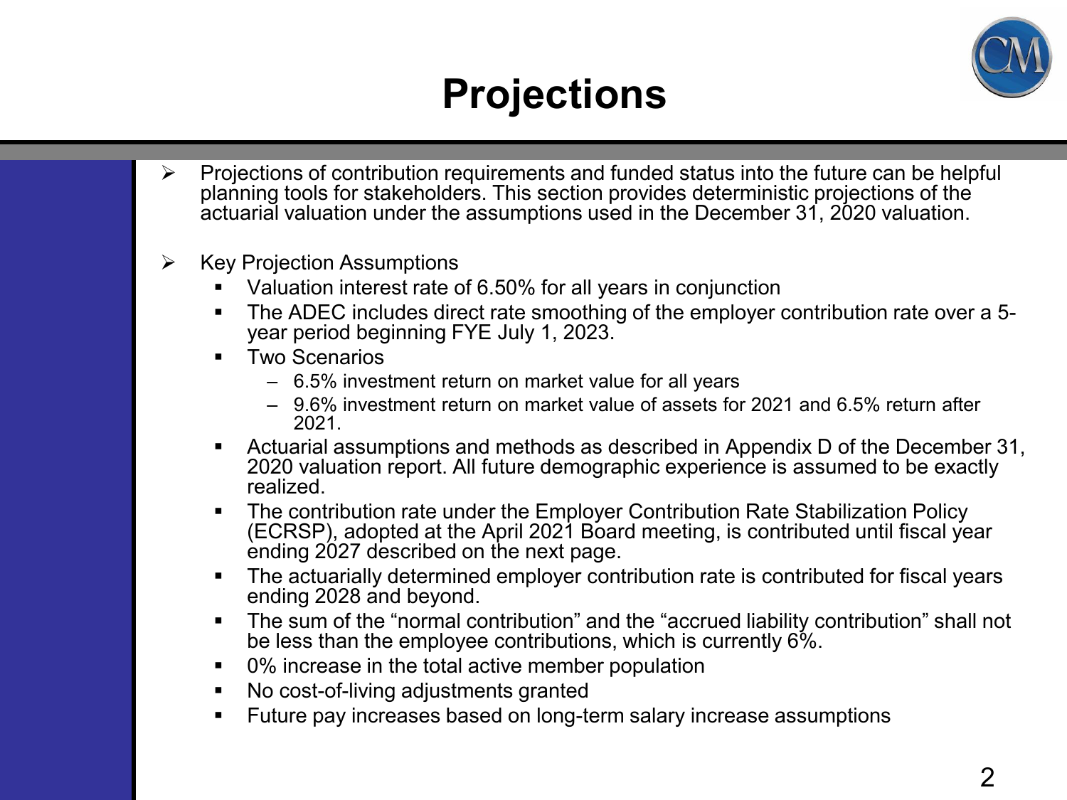# Projections

- Projections of contribution requirements and funded status into the future can be helpful planning tools for stakeholders. This section provides deterministic projections of the actuarial valuation under the assumptions used in the December 31, 2020 valuation.

- Key Projection Assumptions
  - Valuation interest rate of 6.50% for all years in conjunction
  - The ADEC includes direct rate smoothing of the employer contribution rate over a 5-year period beginning FYE July 1, 2023.
  - Two Scenarios
    - 6.5% investment return on market value for all years
    - 9.6% investment return on market value of assets for 2021 and 6.5% return after 2021.
  - Actuarial assumptions and methods as described in Appendix D of the December 31, 2020 valuation report. All future demographic experience is assumed to be exactly realized.
  - The contribution rate under the Employer Contribution Rate Stabilization Policy (ECRSP), adopted at the April 2021 Board meeting, is contributed until fiscal year ending 2027 described on the next page.
  - The actuarially determined employer contribution rate is contributed for fiscal years ending 2028 and beyond.
  - The sum of the "normal contribution" and the "accrued liability contribution" shall not be less than the employee contributions, which is currently 6%.
  - 0% increase in the total active member population
  - No cost-of-living adjustments granted
  - Future pay increases based on long-term salary increase assumptions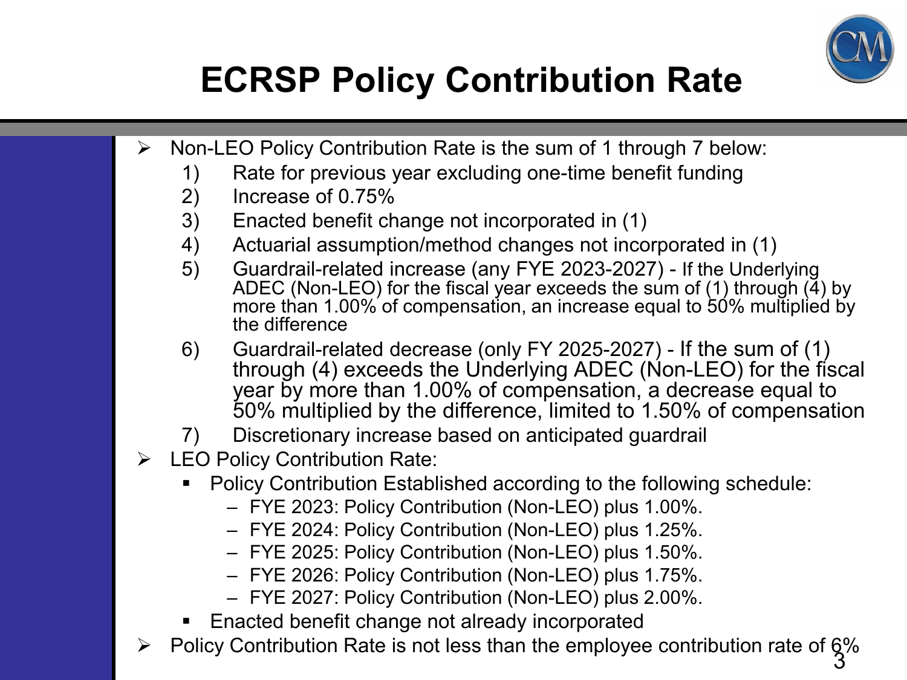# ECRSP Policy Contribution Rate

- Non-LEO Policy Contribution Rate is the sum of 1 through 7 below:
  1) Rate for previous year excluding one-time benefit funding
  2) Increase of 0.75%
  3) Enacted benefit change not incorporated in (1)
  4) Actuarial assumption/method changes not incorporated in (1)
  5) Guardrail-related increase (any FYE 2023-2027) - If the Underlying ADEC (Non-LEO) for the fiscal year exceeds the sum of (1) through (4) by more than 1.00% of compensation, an increase equal to 50% multiplied by the difference
  6) Guardrail-related decrease (only FY 2025-2027) - If the sum of (1) through (4) exceeds the Underlying ADEC (Non-LEO) for the fiscal year by more than 1.00% of compensation, a decrease equal to 50% multiplied by the difference, limited to 1.50% of compensation
  7) Discretionary increase based on anticipated guardrail
- LEO Policy Contribution Rate:
  - Policy Contribution Established according to the following schedule:
    - FYE 2023: Policy Contribution (Non-LEO) plus 1.00%.
    - FYE 2024: Policy Contribution (Non-LEO) plus 1.25%.
    - FYE 2025: Policy Contribution (Non-LEO) plus 1.50%.
    - FYE 2026: Policy Contribution (Non-LEO) plus 1.75%.
    - FYE 2027: Policy Contribution (Non-LEO) plus 2.00%.
  - Enacted benefit change not already incorporated
- Policy Contribution Rate is not less than the employee contribution rate of 6%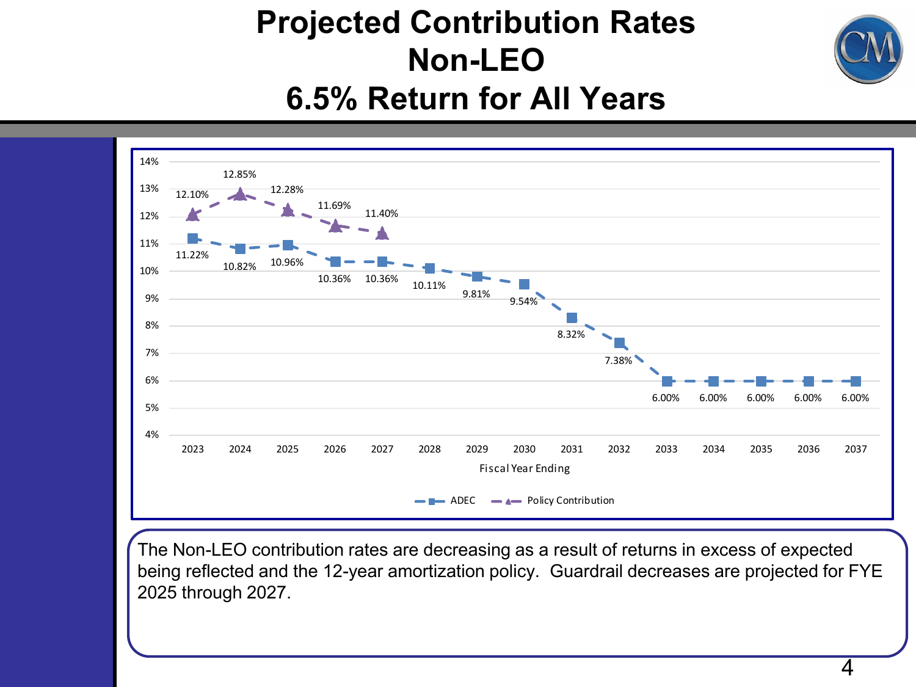# Projected Contribution Rates
# Non-LEO
# 6.5% Return for All Years

| Fiscal Year Ending | ADEC | Policy Contribution |
|---|---|---|
| 2023 | 11.22% | 12.10% |
| 2024 | 10.82% | 12.85% |
| 2025 | 10.96% | 12.28% |
| 2026 | 10.36% | 11.69% |
| 2027 | 10.36% | 11.40% |
| 2028 | 10.11% | |
| 2029 | 9.81% | |
| 2030 | 9.54% | |
| 2031 | 8.32% | |
| 2032 | 7.38% | |
| 2033 | 6.00% | |
| 2034 | 6.00% | |
| 2035 | 6.00% | |
| 2036 | 6.00% | |
| 2037 | 6.00% | |

The Non-LEO contribution rates are decreasing as a result of returns in excess of expected being reflected and the 12-year amortization policy. Guardrail decreases are projected for FYE 2025 through 2027.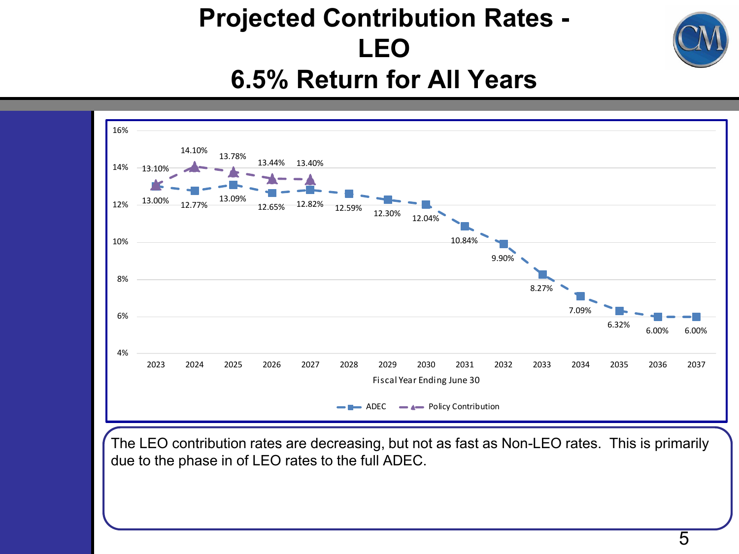# Projected Contribution Rates - LEO
# 6.5% Return for All Years

| Fiscal Year Ending June 30 | ADEC | Policy Contribution |
|---|---|---|
| 2023 | 13.00% | 13.10% |
| 2024 | 12.77% | 14.10% |
| 2025 | 13.09% | 13.78% |
| 2026 | 12.65% | 13.44% |
| 2027 | 12.82% | 13.40% |
| 2028 | 12.59% | |
| 2029 | 12.30% | |
| 2030 | 12.04% | |
| 2031 | 10.84% | |
| 2032 | 9.90% | |
| 2033 | 8.27% | |
| 2034 | 7.09% | |
| 2035 | 6.32% | |
| 2036 | 6.00% | |
| 2037 | 6.00% | |

The LEO contribution rates are decreasing, but not as fast as Non-LEO rates. This is primarily due to the phase in of LEO rates to the full ADEC.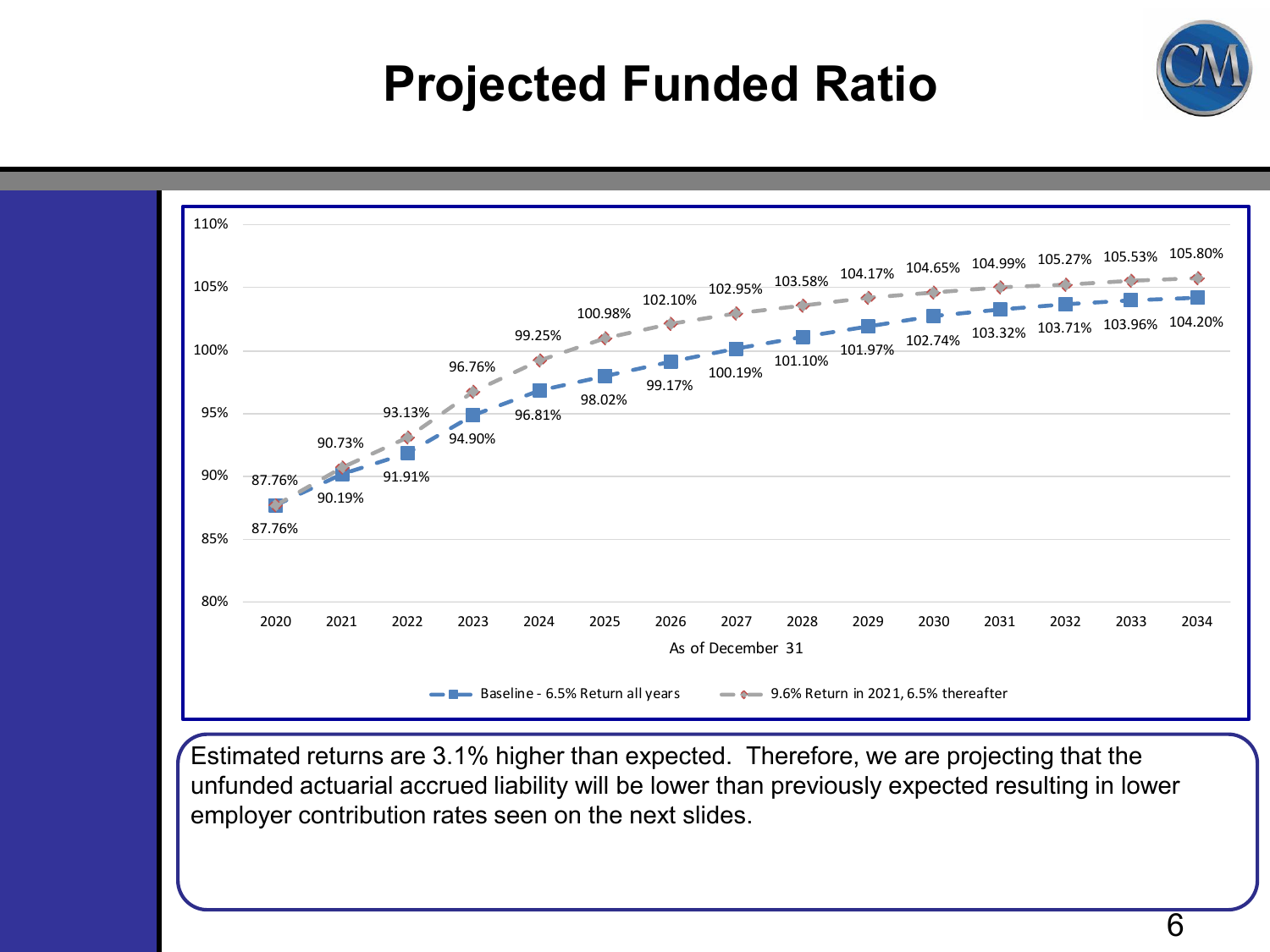# Projected Funded Ratio

| As of December 31 | Baseline - 6.5% Return all years | 9.6% Return in 2021, 6.5% thereafter |
|---|---|---|
| 2020 | 87.76% | 87.76% |
| 2021 | 90.19% | 90.73% |
| 2022 | 91.91% | 93.13% |
| 2023 | 94.90% | 96.76% |
| 2024 | 96.81% | 99.25% |
| 2025 | 98.02% | 100.98% |
| 2026 | 99.17% | 102.10% |
| 2027 | 100.19% | 102.95% |
| 2028 | 101.10% | 103.58% |
| 2029 | 101.97% | 104.17% |
| 2030 | 102.74% | 104.65% |
| 2031 | 103.32% | 104.99% |
| 2032 | 103.71% | 105.27% |
| 2033 | 103.96% | 105.53% |
| 2034 | 104.20% | 105.80% |

Estimated returns are 3.1% higher than expected. Therefore, we are projecting that the unfunded actuarial accrued liability will be lower than previously expected resulting in lower employer contribution rates seen on the next slides.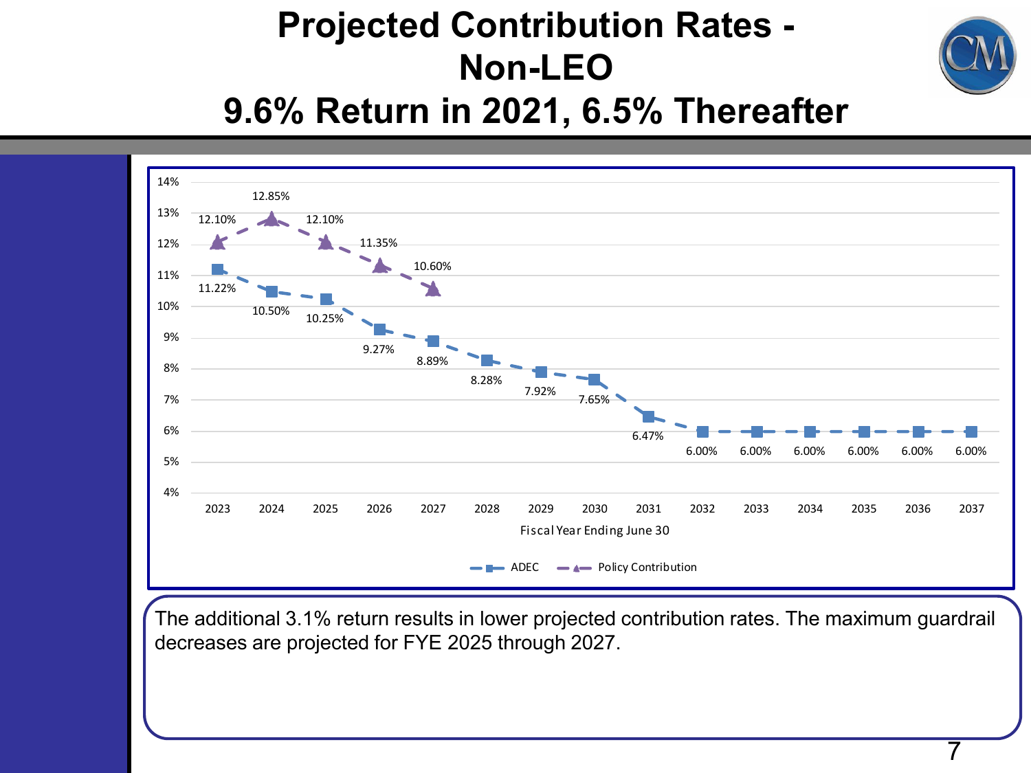# Projected Contribution Rates - Non-LEO
## 9.6% Return in 2021, 6.5% Thereafter

| Fiscal Year Ending June 30 | ADEC | Policy Contribution |
|---|---|---|
| 2023 | 11.22% | 12.10% |
| 2024 | 10.50% | 12.85% |
| 2025 | 10.25% | 12.10% |
| 2026 | 9.27% | 11.35% |
| 2027 | 8.89% | 10.60% |
| 2028 | 8.28% | |
| 2029 | 7.92% | |
| 2030 | 7.65% | |
| 2031 | 6.47% | |
| 2032 | 6.00% | |
| 2033 | 6.00% | |
| 2034 | 6.00% | |
| 2035 | 6.00% | |
| 2036 | 6.00% | |
| 2037 | 6.00% | |

The additional 3.1% return results in lower projected contribution rates. The maximum guardrail decreases are projected for FYE 2025 through 2027.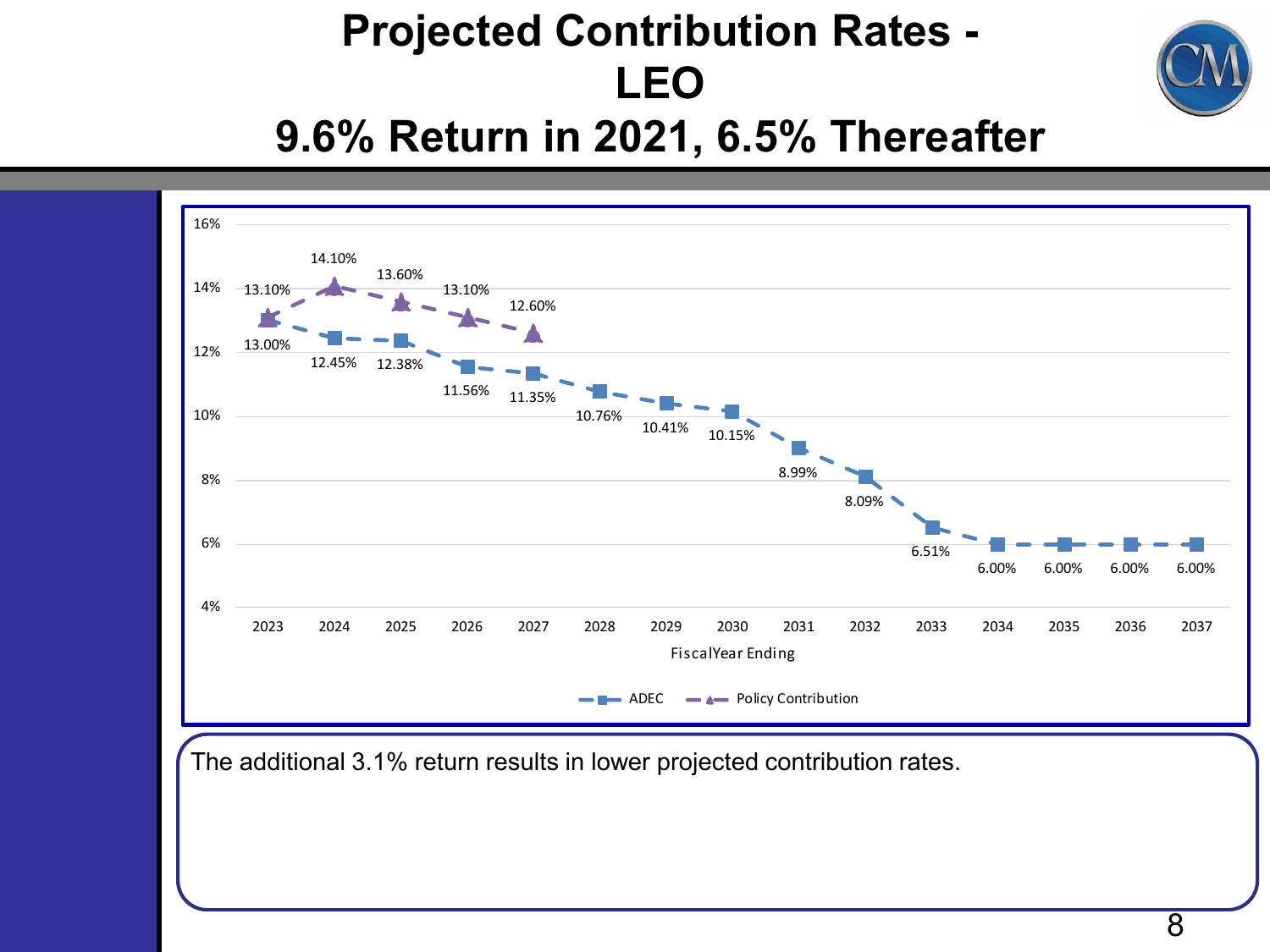# Projected Contribution Rates - LEO

## 9.6% Return in 2021, 6.5% Thereafter

| Fiscal Year Ending | ADEC | Policy Contribution |
|---|---|---|
| 2023 | 13.00% | 13.10% |
| 2024 | 12.45% | 14.10% |
| 2025 | 12.38% | 13.60% |
| 2026 | 11.56% | 13.10% |
| 2027 | 11.35% | 12.60% |
| 2028 | 10.76% | |
| 2029 | 10.41% | |
| 2030 | 10.15% | |
| 2031 | 8.99% | |
| 2032 | 8.09% | |
| 2033 | 6.51% | |
| 2034 | 6.00% | |
| 2035 | 6.00% | |
| 2036 | 6.00% | |
| 2037 | 6.00% | |

The additional 3.1% return results in lower projected contribution rates.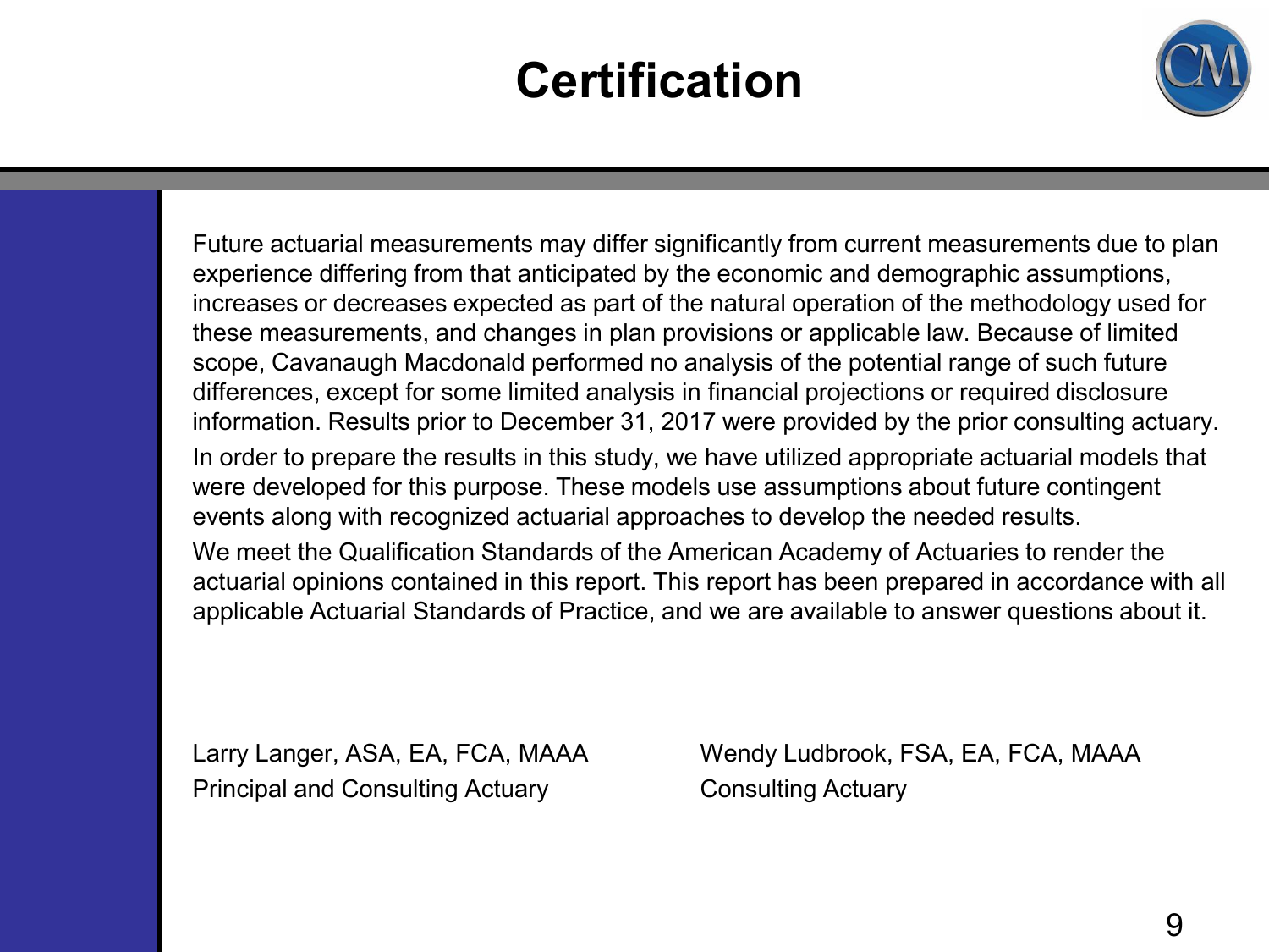# Certification

Future actuarial measurements may differ significantly from current measurements due to plan experience differing from that anticipated by the economic and demographic assumptions, increases or decreases expected as part of the natural operation of the methodology used for these measurements, and changes in plan provisions or applicable law. Because of limited scope, Cavanaugh Macdonald performed no analysis of the potential range of such future differences, except for some limited analysis in financial projections or required disclosure information. Results prior to December 31, 2017 were provided by the prior consulting actuary.

In order to prepare the results in this study, we have utilized appropriate actuarial models that were developed for this purpose. These models use assumptions about future contingent events along with recognized actuarial approaches to develop the needed results.

We meet the Qualification Standards of the American Academy of Actuaries to render the actuarial opinions contained in this report. This report has been prepared in accordance with all applicable Actuarial Standards of Practice, and we are available to answer questions about it.

Larry Langer, ASA, EA, FCA, MAAA
Principal and Consulting Actuary

Wendy Ludbrook, FSA, EA, FCA, MAAA
Consulting Actuary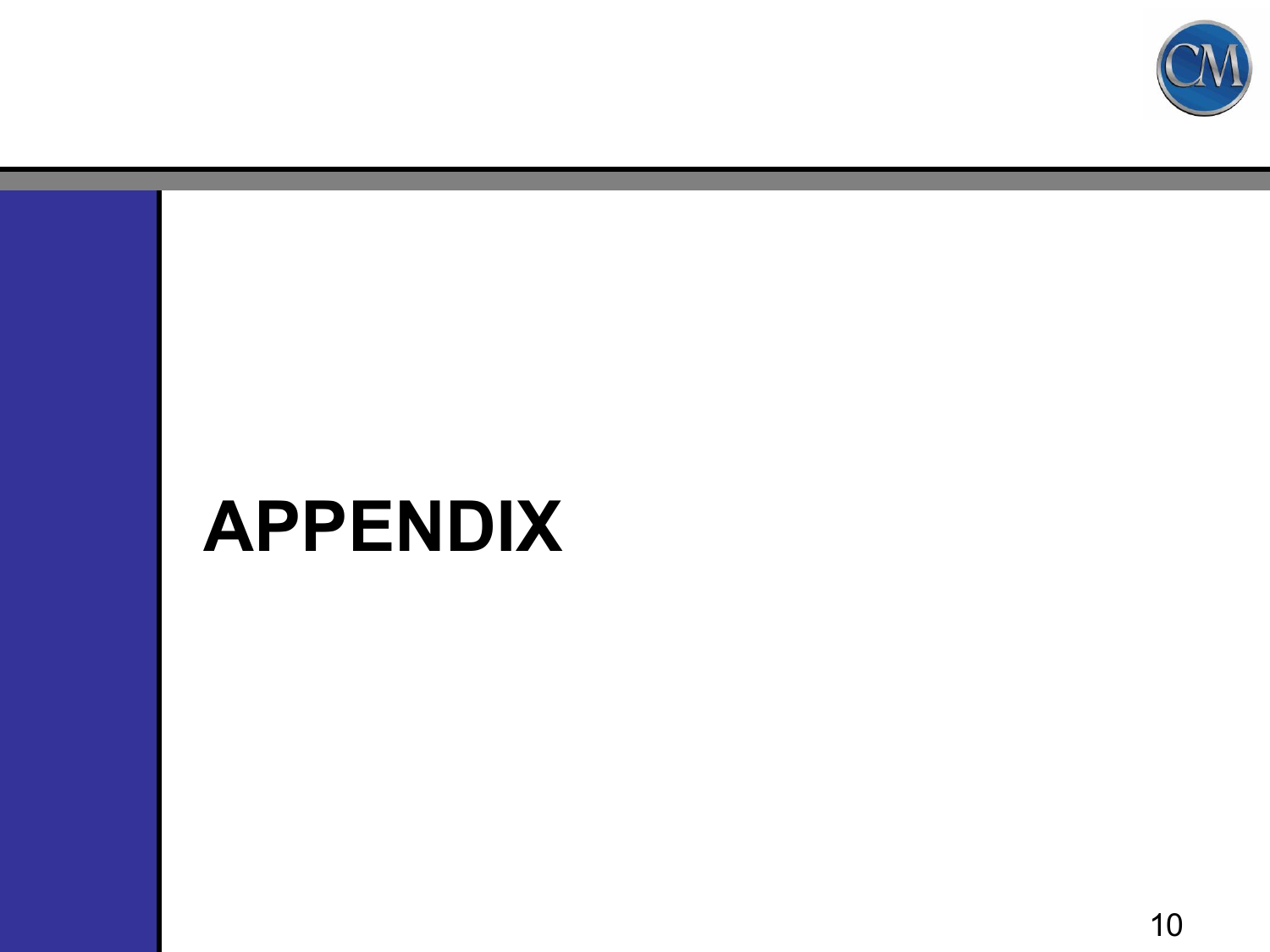# APPENDIX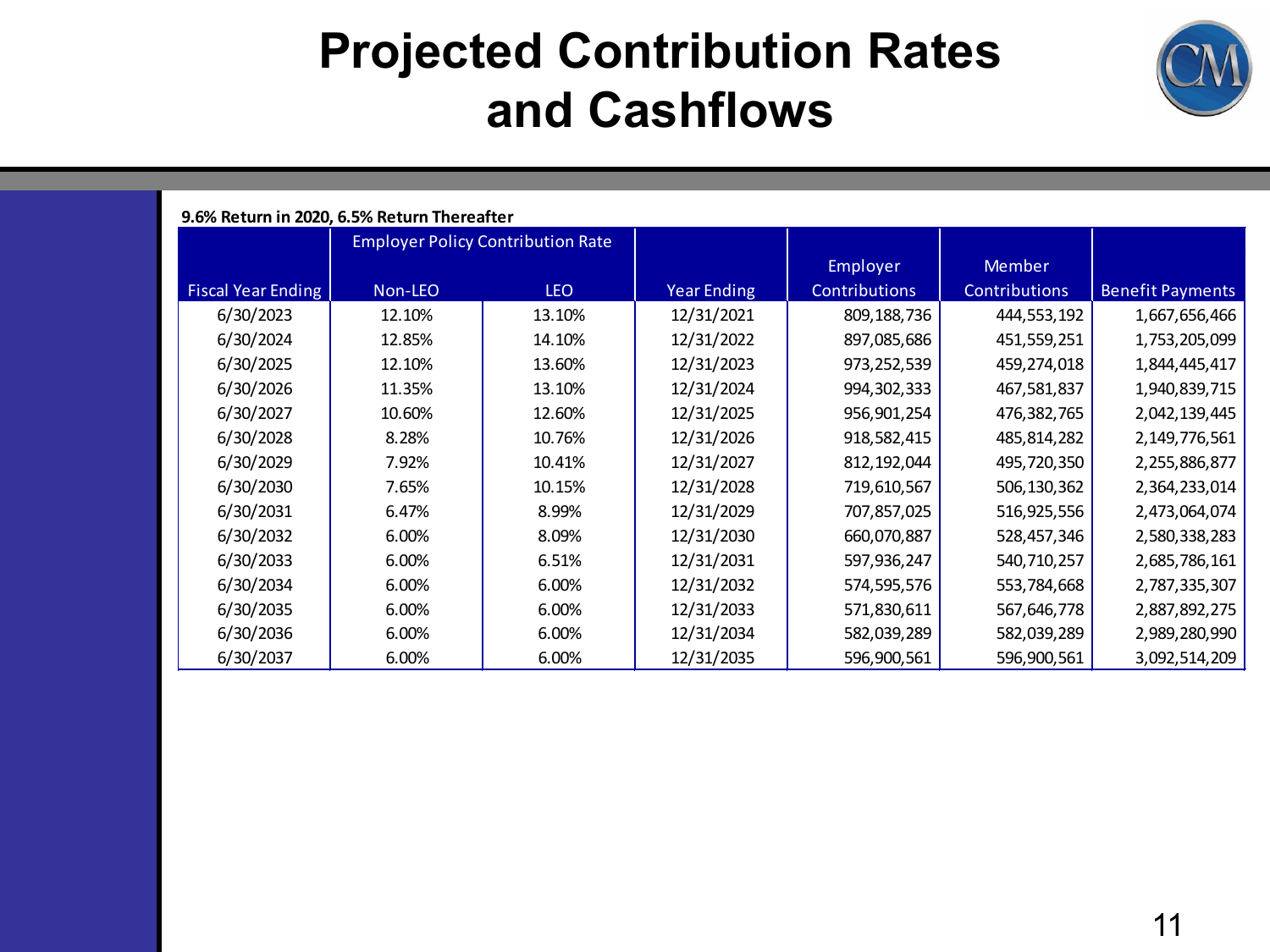# Projected Contribution Rates and Cashflows

**9.6% Return in 2020, 6.5% Return Thereafter**

| | Employer Policy Contribution Rate | | | | | |
|---|---|---|---|---|---|---|
| Fiscal Year Ending | Non-LEO | LEO | Year Ending | Employer Contributions | Member Contributions | Benefit Payments |
| 6/30/2023 | 12.10% | 13.10% | 12/31/2021 | 809,188,736 | 444,553,192 | 1,667,656,466 |
| 6/30/2024 | 12.85% | 14.10% | 12/31/2022 | 897,085,686 | 451,559,251 | 1,753,205,099 |
| 6/30/2025 | 12.10% | 13.60% | 12/31/2023 | 973,252,539 | 459,274,018 | 1,844,445,417 |
| 6/30/2026 | 11.35% | 13.10% | 12/31/2024 | 994,302,333 | 467,581,837 | 1,940,839,715 |
| 6/30/2027 | 10.60% | 12.60% | 12/31/2025 | 956,901,254 | 476,382,765 | 2,042,139,445 |
| 6/30/2028 | 8.28% | 10.76% | 12/31/2026 | 918,582,415 | 485,814,282 | 2,149,776,561 |
| 6/30/2029 | 7.92% | 10.41% | 12/31/2027 | 812,192,044 | 495,720,350 | 2,255,886,877 |
| 6/30/2030 | 7.65% | 10.15% | 12/31/2028 | 719,610,567 | 506,130,362 | 2,364,233,014 |
| 6/30/2031 | 6.47% | 8.99% | 12/31/2029 | 707,857,025 | 516,925,556 | 2,473,064,074 |
| 6/30/2032 | 6.00% | 8.09% | 12/31/2030 | 660,070,887 | 528,457,346 | 2,580,338,283 |
| 6/30/2033 | 6.00% | 6.51% | 12/31/2031 | 597,936,247 | 540,710,257 | 2,685,786,161 |
| 6/30/2034 | 6.00% | 6.00% | 12/31/2032 | 574,595,576 | 553,784,668 | 2,787,335,307 |
| 6/30/2035 | 6.00% | 6.00% | 12/31/2033 | 571,830,611 | 567,646,778 | 2,887,892,275 |
| 6/30/2036 | 6.00% | 6.00% | 12/31/2034 | 582,039,289 | 582,039,289 | 2,989,280,990 |
| 6/30/2037 | 6.00% | 6.00% | 12/31/2035 | 596,900,561 | 596,900,561 | 3,092,514,209 |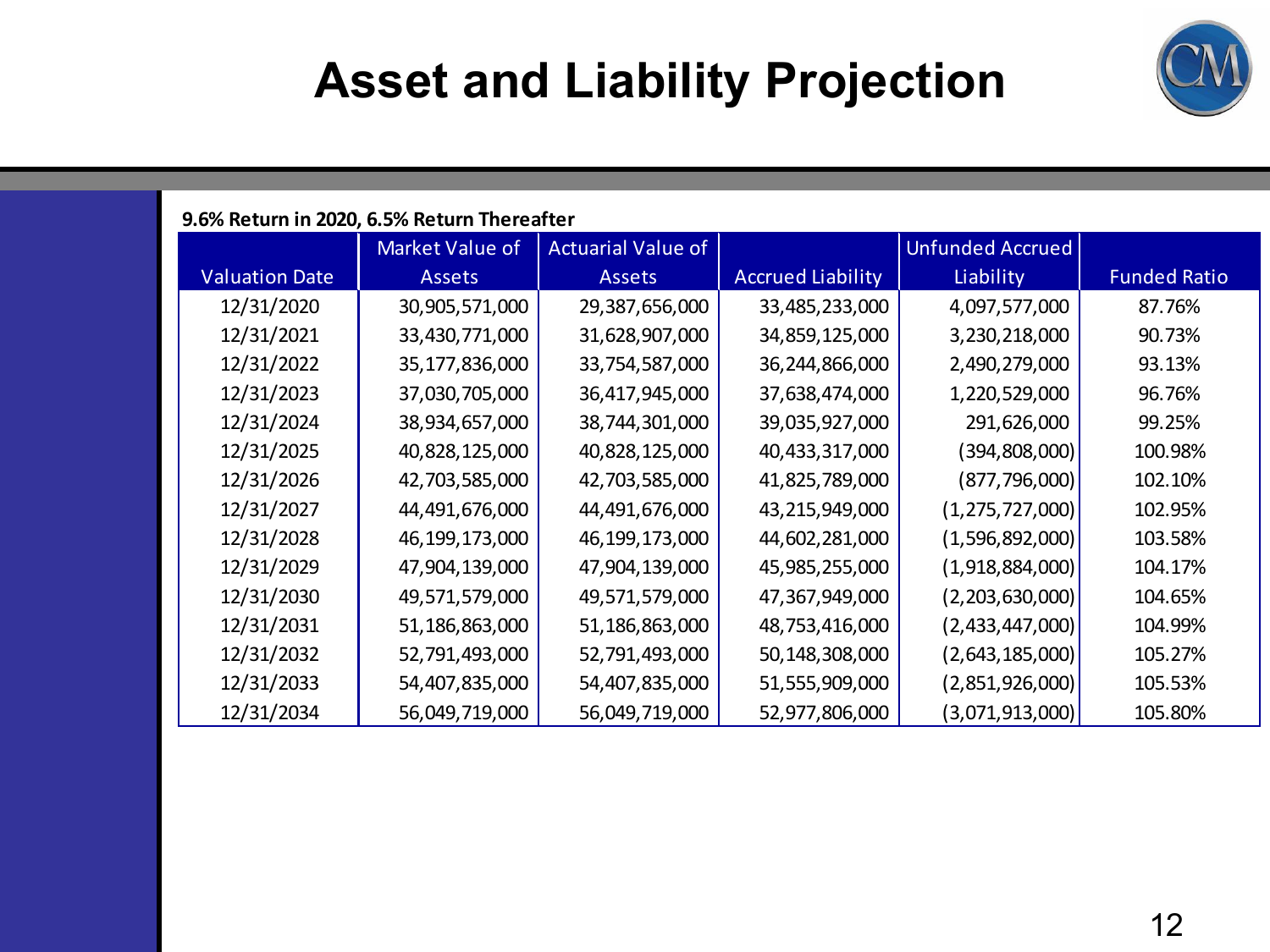# Asset and Liability Projection

**9.6% Return in 2020, 6.5% Return Thereafter**

| Valuation Date | Market Value of Assets | Actuarial Value of Assets | Accrued Liability | Unfunded Accrued Liability | Funded Ratio |
|---|---|---|---|---|---|
| 12/31/2020 | 30,905,571,000 | 29,387,656,000 | 33,485,233,000 | 4,097,577,000 | 87.76% |
| 12/31/2021 | 33,430,771,000 | 31,628,907,000 | 34,859,125,000 | 3,230,218,000 | 90.73% |
| 12/31/2022 | 35,177,836,000 | 33,754,587,000 | 36,244,866,000 | 2,490,279,000 | 93.13% |
| 12/31/2023 | 37,030,705,000 | 36,417,945,000 | 37,638,474,000 | 1,220,529,000 | 96.76% |
| 12/31/2024 | 38,934,657,000 | 38,744,301,000 | 39,035,927,000 | 291,626,000 | 99.25% |
| 12/31/2025 | 40,828,125,000 | 40,828,125,000 | 40,433,317,000 | (394,808,000) | 100.98% |
| 12/31/2026 | 42,703,585,000 | 42,703,585,000 | 41,825,789,000 | (877,796,000) | 102.10% |
| 12/31/2027 | 44,491,676,000 | 44,491,676,000 | 43,215,949,000 | (1,275,727,000) | 102.95% |
| 12/31/2028 | 46,199,173,000 | 46,199,173,000 | 44,602,281,000 | (1,596,892,000) | 103.58% |
| 12/31/2029 | 47,904,139,000 | 47,904,139,000 | 45,985,255,000 | (1,918,884,000) | 104.17% |
| 12/31/2030 | 49,571,579,000 | 49,571,579,000 | 47,367,949,000 | (2,203,630,000) | 104.65% |
| 12/31/2031 | 51,186,863,000 | 51,186,863,000 | 48,753,416,000 | (2,433,447,000) | 104.99% |
| 12/31/2032 | 52,791,493,000 | 52,791,493,000 | 50,148,308,000 | (2,643,185,000) | 105.27% |
| 12/31/2033 | 54,407,835,000 | 54,407,835,000 | 51,555,909,000 | (2,851,926,000) | 105.53% |
| 12/31/2034 | 56,049,719,000 | 56,049,719,000 | 52,977,806,000 | (3,071,913,000) | 105.80% |